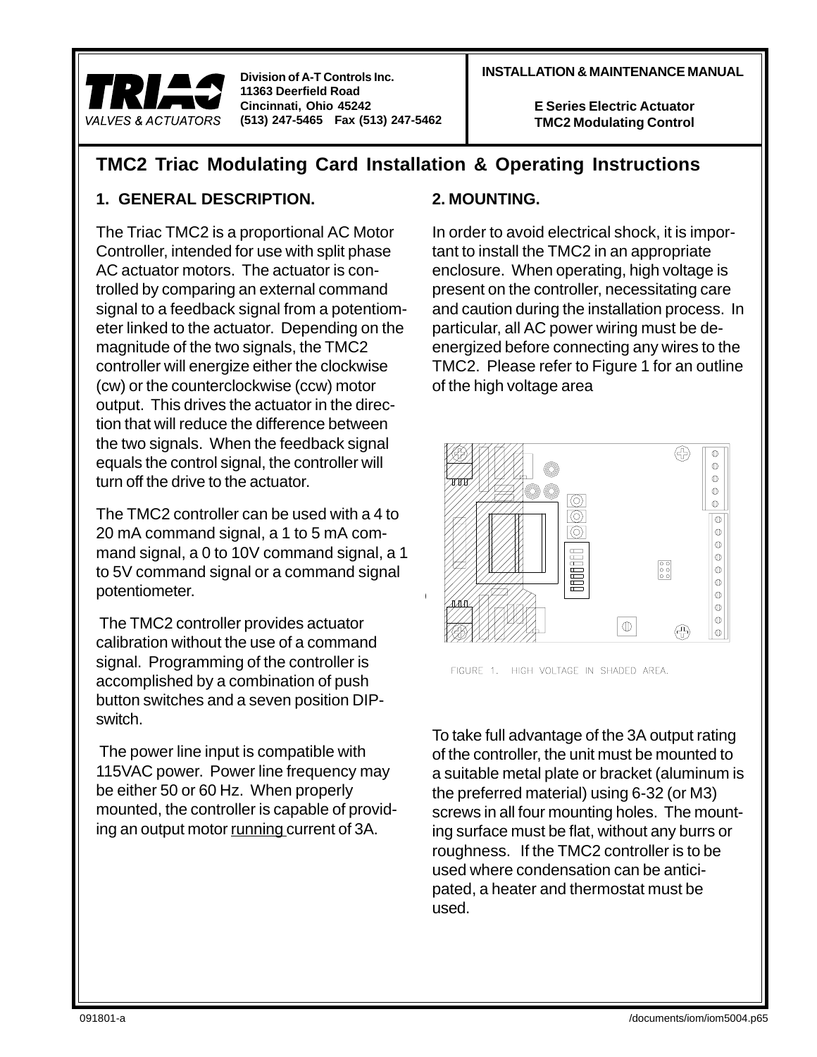**TRIAC** VALVES & ACTUATORS

**Division of A-T Controls Inc.**
**11363 Deerfield Road**
**Cincinnati, Ohio 45242**
**(513) 247-5465 Fax (513) 247-5462**

**INSTALLATION & MAINTENANCE MANUAL**

**E Series Electric Actuator**
**TMC2 Modulating Control**

# TMC2 Triac Modulating Card Installation & Operating Instructions

## 1. GENERAL DESCRIPTION.

The Triac TMC2 is a proportional AC Motor Controller, intended for use with split phase AC actuator motors. The actuator is controlled by comparing an external command signal to a feedback signal from a potentiometer linked to the actuator. Depending on the magnitude of the two signals, the TMC2 controller will energize either the clockwise (cw) or the counterclockwise (ccw) motor output. This drives the actuator in the direction that will reduce the difference between the two signals. When the feedback signal equals the control signal, the controller will turn off the drive to the actuator.

The TMC2 controller can be used with a 4 to 20 mA command signal, a 1 to 5 mA command signal, a 0 to 10V command signal, a 1 to 5V command signal or a command signal potentiometer.

The TMC2 controller provides actuator calibration without the use of a command signal. Programming of the controller is accomplished by a combination of push button switches and a seven position DIP-switch.

The power line input is compatible with 115VAC power. Power line frequency may be either 50 or 60 Hz. When properly mounted, the controller is capable of providing an output motor running current of 3A.

## 2. MOUNTING.

In order to avoid electrical shock, it is important to install the TMC2 in an appropriate enclosure. When operating, high voltage is present on the controller, necessitating care and caution during the installation process. In particular, all AC power wiring must be de-energized before connecting any wires to the TMC2. Please refer to Figure 1 for an outline of the high voltage area

FIGURE 1. HIGH VOLTAGE IN SHADED AREA.

To take full advantage of the 3A output rating of the controller, the unit must be mounted to a suitable metal plate or bracket (aluminum is the preferred material) using 6-32 (or M3) screws in all four mounting holes. The mounting surface must be flat, without any burrs or roughness. If the TMC2 controller is to be used where condensation can be anticipated, a heater and thermostat must be used.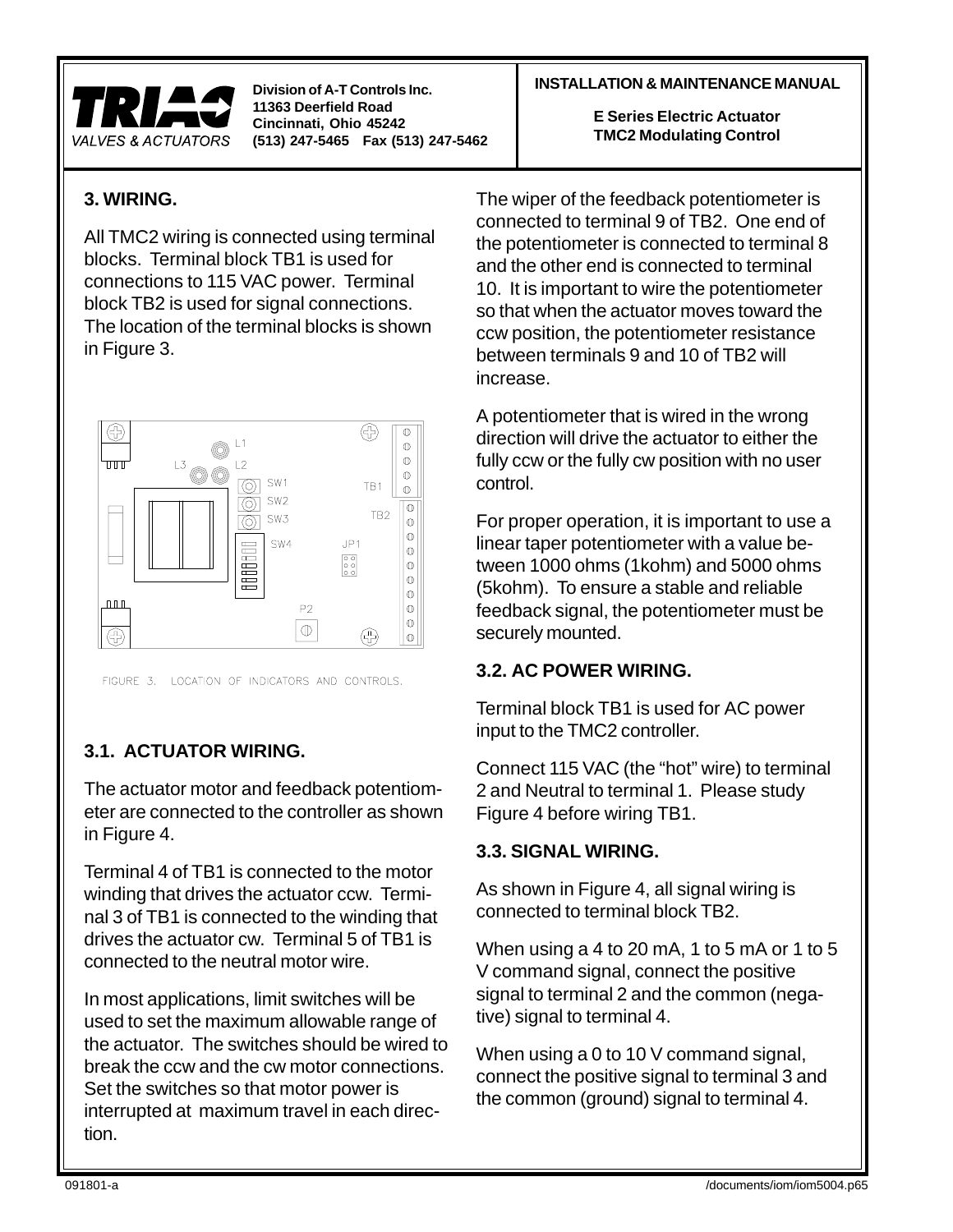## 3. WIRING.

All TMC2 wiring is connected using terminal blocks. Terminal block TB1 is used for connections to 115 VAC power. Terminal block TB2 is used for signal connections. The location of the terminal blocks is shown in Figure 3.

FIGURE 3. LOCATION OF INDICATORS AND CONTROLS.

### 3.1. ACTUATOR WIRING.

The actuator motor and feedback potentiometer are connected to the controller as shown in Figure 4.

Terminal 4 of TB1 is connected to the motor winding that drives the actuator ccw. Terminal 3 of TB1 is connected to the winding that drives the actuator cw. Terminal 5 of TB1 is connected to the neutral motor wire.

In most applications, limit switches will be used to set the maximum allowable range of the actuator. The switches should be wired to break the ccw and the cw motor connections. Set the switches so that motor power is interrupted at maximum travel in each direction.

The wiper of the feedback potentiometer is connected to terminal 9 of TB2. One end of the potentiometer is connected to terminal 8 and the other end is connected to terminal 10. It is important to wire the potentiometer so that when the actuator moves toward the ccw position, the potentiometer resistance between terminals 9 and 10 of TB2 will increase.

A potentiometer that is wired in the wrong direction will drive the actuator to either the fully ccw or the fully cw position with no user control.

For proper operation, it is important to use a linear taper potentiometer with a value between 1000 ohms (1kohm) and 5000 ohms (5kohm). To ensure a stable and reliable feedback signal, the potentiometer must be securely mounted.

### 3.2. AC POWER WIRING.

Terminal block TB1 is used for AC power input to the TMC2 controller.

Connect 115 VAC (the "hot" wire) to terminal 2 and Neutral to terminal 1. Please study Figure 4 before wiring TB1.

### 3.3. SIGNAL WIRING.

As shown in Figure 4, all signal wiring is connected to terminal block TB2.

When using a 4 to 20 mA, 1 to 5 mA or 1 to 5 V command signal, connect the positive signal to terminal 2 and the common (negative) signal to terminal 4.

When using a 0 to 10 V command signal, connect the positive signal to terminal 3 and the common (ground) signal to terminal 4.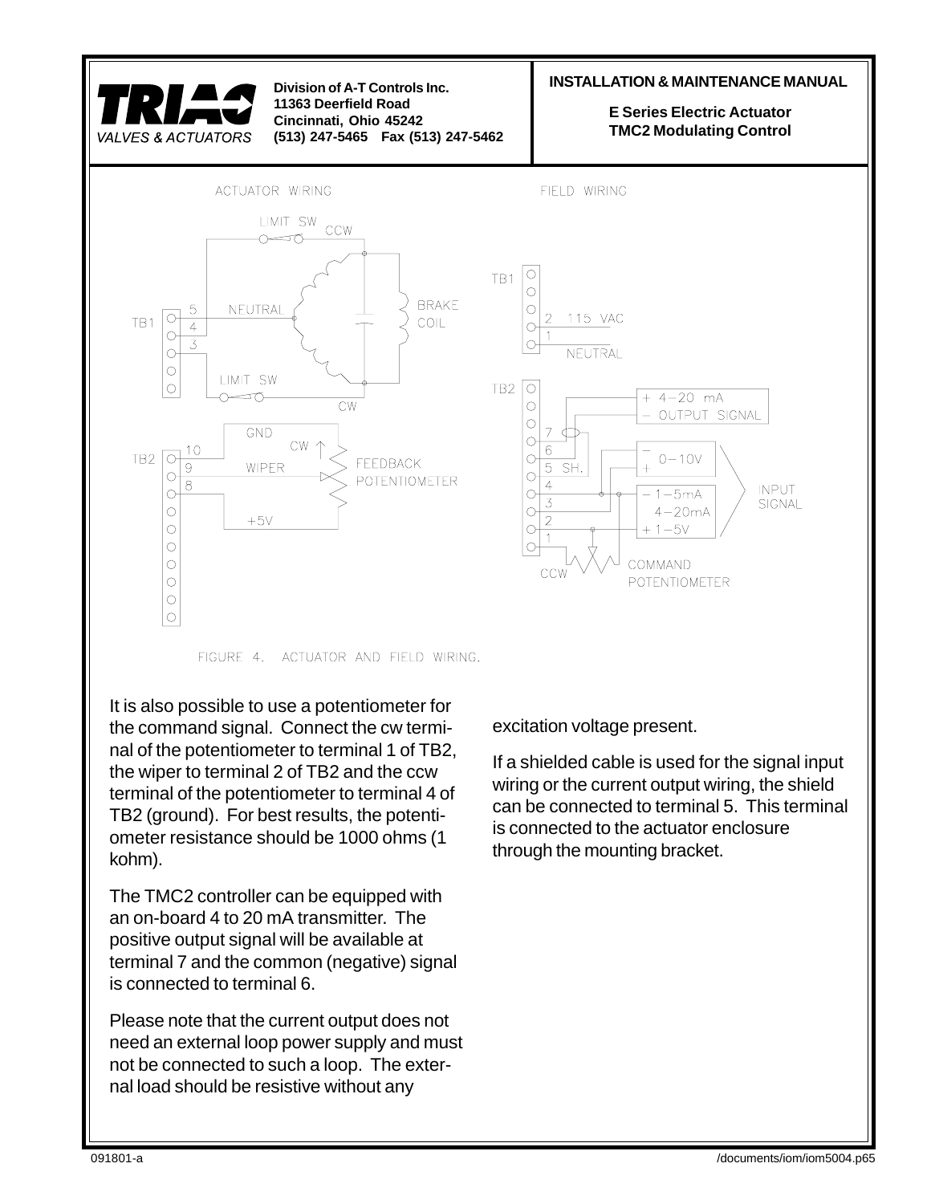FIGURE 4. ACTUATOR AND FIELD WIRING.

It is also possible to use a potentiometer for the command signal. Connect the cw terminal of the potentiometer to terminal 1 of TB2, the wiper to terminal 2 of TB2 and the ccw terminal of the potentiometer to terminal 4 of TB2 (ground). For best results, the potentiometer resistance should be 1000 ohms (1 kohm).

The TMC2 controller can be equipped with an on-board 4 to 20 mA transmitter. The positive output signal will be available at terminal 7 and the common (negative) signal is connected to terminal 6.

Please note that the current output does not need an external loop power supply and must not be connected to such a loop. The external load should be resistive without any excitation voltage present.

If a shielded cable is used for the signal input wiring or the current output wiring, the shield can be connected to terminal 5. This terminal is connected to the actuator enclosure through the mounting bracket.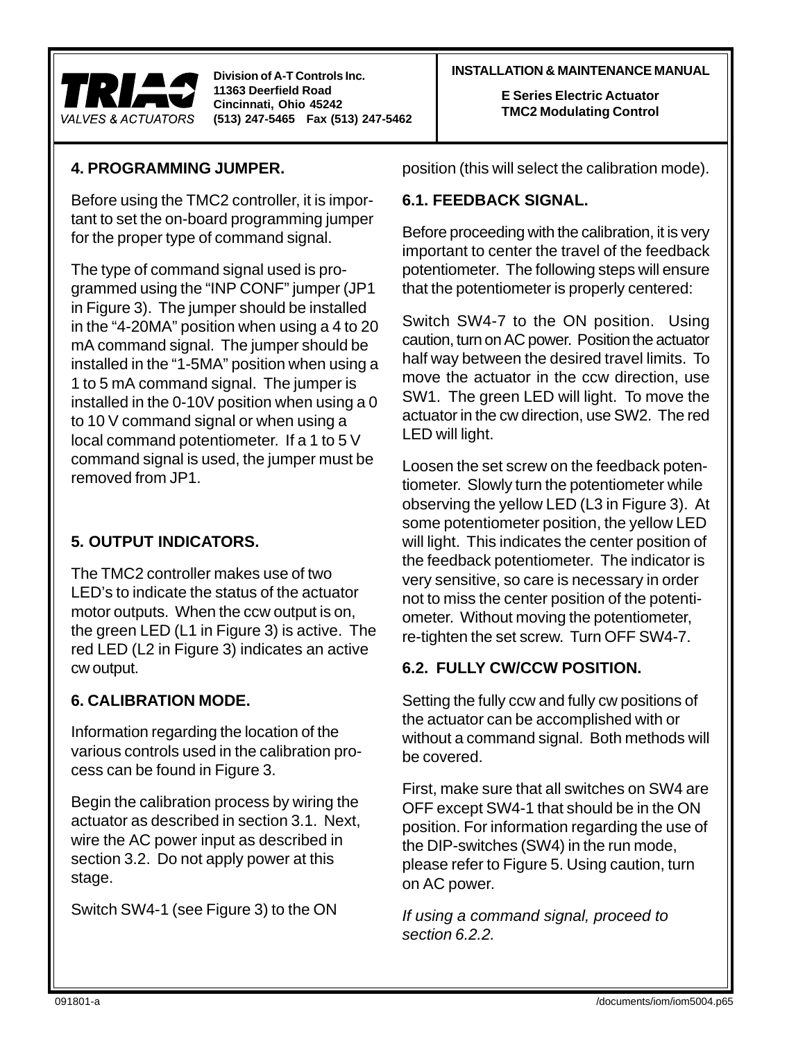## 4. PROGRAMMING JUMPER.

Before using the TMC2 controller, it is important to set the on-board programming jumper for the proper type of command signal.

The type of command signal used is programmed using the "INP CONF" jumper (JP1 in Figure 3). The jumper should be installed in the "4-20MA" position when using a 4 to 20 mA command signal. The jumper should be installed in the "1-5MA" position when using a 1 to 5 mA command signal. The jumper is installed in the 0-10V position when using a 0 to 10 V command signal or when using a local command potentiometer. If a 1 to 5 V command signal is used, the jumper must be removed from JP1.

## 5. OUTPUT INDICATORS.

The TMC2 controller makes use of two LED's to indicate the status of the actuator motor outputs. When the ccw output is on, the green LED (L1 in Figure 3) is active. The red LED (L2 in Figure 3) indicates an active cw output.

## 6. CALIBRATION MODE.

Information regarding the location of the various controls used in the calibration process can be found in Figure 3.

Begin the calibration process by wiring the actuator as described in section 3.1. Next, wire the AC power input as described in section 3.2. Do not apply power at this stage.

Switch SW4-1 (see Figure 3) to the ON position (this will select the calibration mode).

### 6.1. FEEDBACK SIGNAL.

Before proceeding with the calibration, it is very important to center the travel of the feedback potentiometer. The following steps will ensure that the potentiometer is properly centered:

Switch SW4-7 to the ON position. Using caution, turn on AC power. Position the actuator half way between the desired travel limits. To move the actuator in the ccw direction, use SW1. The green LED will light. To move the actuator in the cw direction, use SW2. The red LED will light.

Loosen the set screw on the feedback potentiometer. Slowly turn the potentiometer while observing the yellow LED (L3 in Figure 3). At some potentiometer position, the yellow LED will light. This indicates the center position of the feedback potentiometer. The indicator is very sensitive, so care is necessary in order not to miss the center position of the potentiometer. Without moving the potentiometer, re-tighten the set screw. Turn OFF SW4-7.

### 6.2. FULLY CW/CCW POSITION.

Setting the fully ccw and fully cw positions of the actuator can be accomplished with or without a command signal. Both methods will be covered.

First, make sure that all switches on SW4 are OFF except SW4-1 that should be in the ON position. For information regarding the use of the DIP-switches (SW4) in the run mode, please refer to Figure 5. Using caution, turn on AC power.

*If using a command signal, proceed to section 6.2.2.*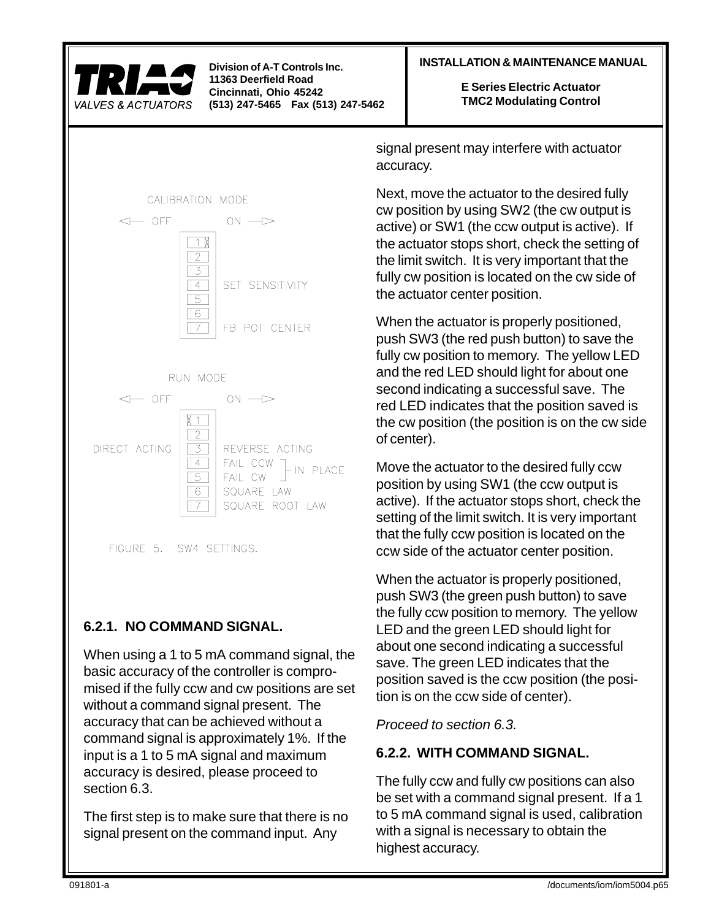CALIBRATION MODE

| OFF | Switch | ON |
| --- | --- | --- |
| | 1 | ON |
| | 2 | |
| | 3 | |
| | 4 | SET SENSITIVITY |
| | 5 | |
| | 6 | |
| | 7 | FB POT CENTER |

RUN MODE

| OFF | Switch | ON |
| --- | --- | --- |
| OFF | 1 | |
| | 2 | |
| DIRECT ACTING | 3 | REVERSE ACTING |
| | 4 | FAIL CCW (IN PLACE) |
| | 5 | FAIL CW (IN PLACE) |
| | 6 | SQUARE LAW |
| | 7 | SQUARE ROOT LAW |

FIGURE 5. SW4 SETTINGS.

### 6.2.1. NO COMMAND SIGNAL.

When using a 1 to 5 mA command signal, the basic accuracy of the controller is compromised if the fully ccw and cw positions are set without a command signal present. The accuracy that can be achieved without a command signal is approximately 1%. If the input is a 1 to 5 mA signal and maximum accuracy is desired, please proceed to section 6.3.

The first step is to make sure that there is no signal present on the command input. Any signal present may interfere with actuator accuracy.

Next, move the actuator to the desired fully cw position by using SW2 (the cw output is active) or SW1 (the ccw output is active). If the actuator stops short, check the setting of the limit switch. It is very important that the fully cw position is located on the cw side of the actuator center position.

When the actuator is properly positioned, push SW3 (the red push button) to save the fully cw position to memory. The yellow LED and the red LED should light for about one second indicating a successful save. The red LED indicates that the position saved is the cw position (the position is on the cw side of center).

Move the actuator to the desired fully ccw position by using SW1 (the ccw output is active). If the actuator stops short, check the setting of the limit switch. It is very important that the fully ccw position is located on the ccw side of the actuator center position.

When the actuator is properly positioned, push SW3 (the green push button) to save the fully ccw position to memory. The yellow LED and the green LED should light for about one second indicating a successful save. The green LED indicates that the position saved is the ccw position (the position is on the ccw side of center).

*Proceed to section 6.3.*

### 6.2.2. WITH COMMAND SIGNAL.

The fully ccw and fully cw positions can also be set with a command signal present. If a 1 to 5 mA command signal is used, calibration with a signal is necessary to obtain the highest accuracy.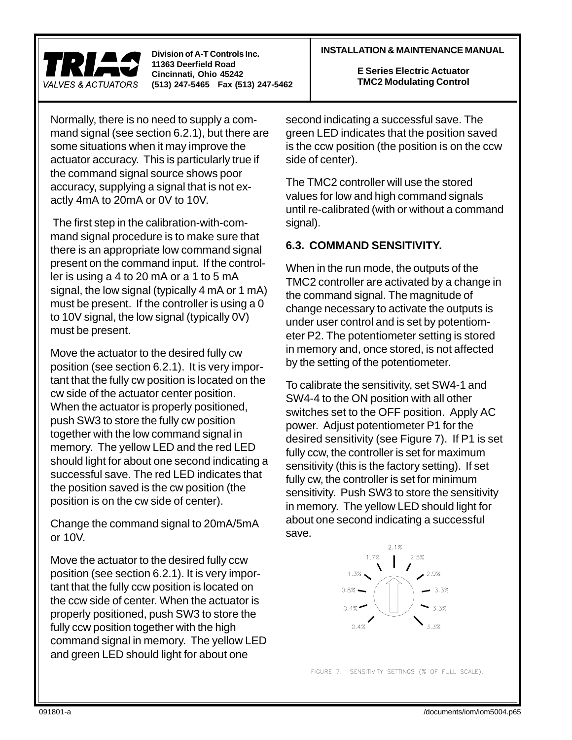Normally, there is no need to supply a command signal (see section 6.2.1), but there are some situations when it may improve the actuator accuracy. This is particularly true if the command signal source shows poor accuracy, supplying a signal that is not exactly 4mA to 20mA or 0V to 10V.

The first step in the calibration-with-command signal procedure is to make sure that there is an appropriate low command signal present on the command input. If the controller is using a 4 to 20 mA or a 1 to 5 mA signal, the low signal (typically 4 mA or 1 mA) must be present. If the controller is using a 0 to 10V signal, the low signal (typically 0V) must be present.

Move the actuator to the desired fully cw position (see section 6.2.1). It is very important that the fully cw position is located on the cw side of the actuator center position. When the actuator is properly positioned, push SW3 to store the fully cw position together with the low command signal in memory. The yellow LED and the red LED should light for about one second indicating a successful save. The red LED indicates that the position saved is the cw position (the position is on the cw side of center).

Change the command signal to 20mA/5mA or 10V.

Move the actuator to the desired fully ccw position (see section 6.2.1). It is very important that the fully ccw position is located on the ccw side of center. When the actuator is properly positioned, push SW3 to store the fully ccw position together with the high command signal in memory. The yellow LED and green LED should light for about one second indicating a successful save. The green LED indicates that the position saved is the ccw position (the position is on the ccw side of center).

The TMC2 controller will use the stored values for low and high command signals until re-calibrated (with or without a command signal).

### 6.3. COMMAND SENSITIVITY.

When in the run mode, the outputs of the TMC2 controller are activated by a change in the command signal. The magnitude of change necessary to activate the outputs is under user control and is set by potentiometer P2. The potentiometer setting is stored in memory and, once stored, is not affected by the setting of the potentiometer.

To calibrate the sensitivity, set SW4-1 and SW4-4 to the ON position with all other switches set to the OFF position. Apply AC power. Adjust potentiometer P1 for the desired sensitivity (see Figure 7). If P1 is set fully ccw, the controller is set for maximum sensitivity (this is the factory setting). If set fully cw, the controller is set for minimum sensitivity. Push SW3 to store the sensitivity in memory. The yellow LED should light for about one second indicating a successful save.

0.4% 0.4% 0.8% 1.3% 1.7% 2.1% 2.5% 2.9% 3.3% 3.3% 3.3%

FIGURE 7. SENSITIVITY SETTINGS (% OF FULL SCALE).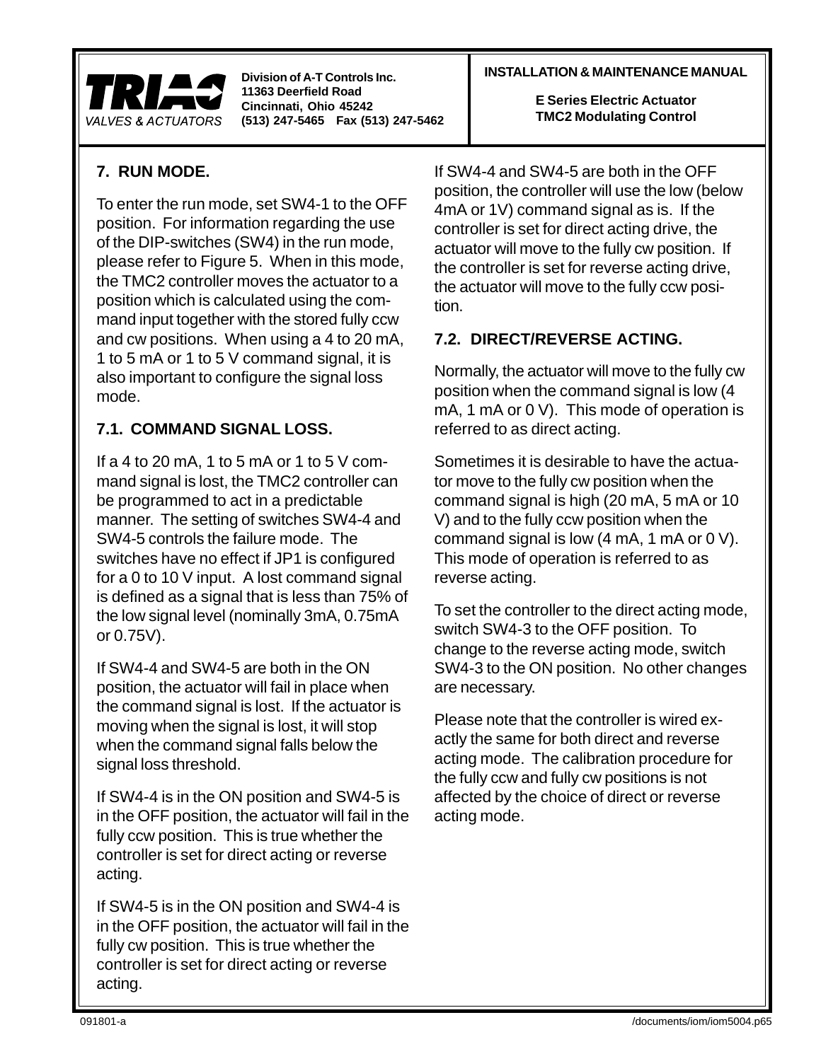## 7. RUN MODE.

To enter the run mode, set SW4-1 to the OFF position. For information regarding the use of the DIP-switches (SW4) in the run mode, please refer to Figure 5. When in this mode, the TMC2 controller moves the actuator to a position which is calculated using the command input together with the stored fully ccw and cw positions. When using a 4 to 20 mA, 1 to 5 mA or 1 to 5 V command signal, it is also important to configure the signal loss mode.

### 7.1. COMMAND SIGNAL LOSS.

If a 4 to 20 mA, 1 to 5 mA or 1 to 5 V command signal is lost, the TMC2 controller can be programmed to act in a predictable manner. The setting of switches SW4-4 and SW4-5 controls the failure mode. The switches have no effect if JP1 is configured for a 0 to 10 V input. A lost command signal is defined as a signal that is less than 75% of the low signal level (nominally 3mA, 0.75mA or 0.75V).

If SW4-4 and SW4-5 are both in the ON position, the actuator will fail in place when the command signal is lost. If the actuator is moving when the signal is lost, it will stop when the command signal falls below the signal loss threshold.

If SW4-4 is in the ON position and SW4-5 is in the OFF position, the actuator will fail in the fully ccw position. This is true whether the controller is set for direct acting or reverse acting.

If SW4-5 is in the ON position and SW4-4 is in the OFF position, the actuator will fail in the fully cw position. This is true whether the controller is set for direct acting or reverse acting.

If SW4-4 and SW4-5 are both in the OFF position, the controller will use the low (below 4mA or 1V) command signal as is. If the controller is set for direct acting drive, the actuator will move to the fully cw position. If the controller is set for reverse acting drive, the actuator will move to the fully ccw position.

### 7.2. DIRECT/REVERSE ACTING.

Normally, the actuator will move to the fully cw position when the command signal is low (4 mA, 1 mA or 0 V). This mode of operation is referred to as direct acting.

Sometimes it is desirable to have the actuator move to the fully cw position when the command signal is high (20 mA, 5 mA or 10 V) and to the fully ccw position when the command signal is low (4 mA, 1 mA or 0 V). This mode of operation is referred to as reverse acting.

To set the controller to the direct acting mode, switch SW4-3 to the OFF position. To change to the reverse acting mode, switch SW4-3 to the ON position. No other changes are necessary.

Please note that the controller is wired exactly the same for both direct and reverse acting mode. The calibration procedure for the fully ccw and fully cw positions is not affected by the choice of direct or reverse acting mode.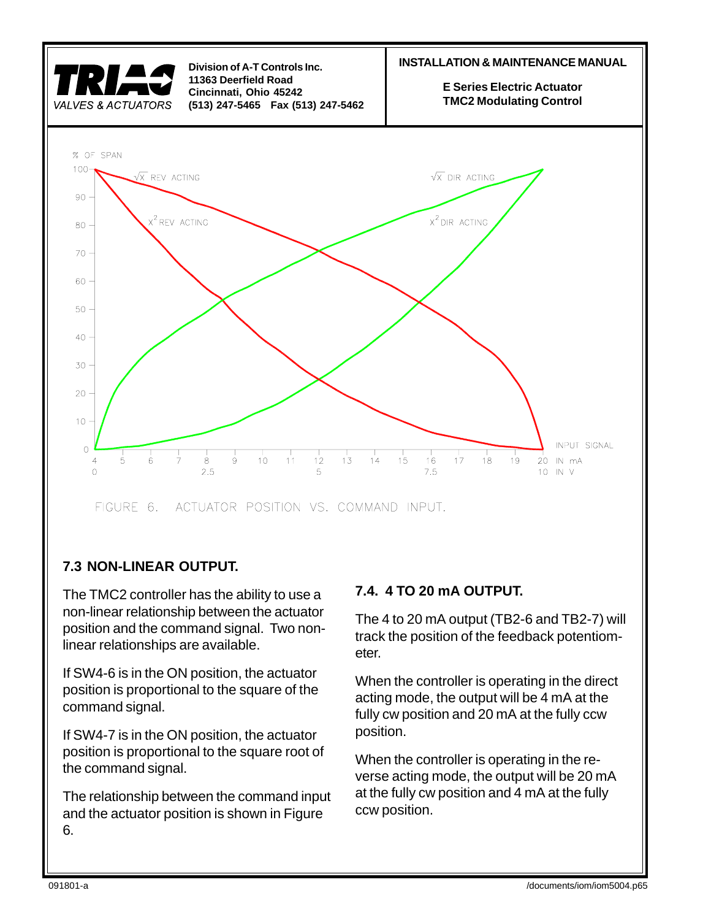FIGURE 6. ACTUATOR POSITION VS. COMMAND INPUT.

### 7.3 NON-LINEAR OUTPUT.

The TMC2 controller has the ability to use a non-linear relationship between the actuator position and the command signal. Two non-linear relationships are available.

If SW4-6 is in the ON position, the actuator position is proportional to the square of the command signal.

If SW4-7 is in the ON position, the actuator position is proportional to the square root of the command signal.

The relationship between the command input and the actuator position is shown in Figure 6.

### 7.4. 4 TO 20 mA OUTPUT.

The 4 to 20 mA output (TB2-6 and TB2-7) will track the position of the feedback potentiometer.

When the controller is operating in the direct acting mode, the output will be 4 mA at the fully cw position and 20 mA at the fully ccw position.

When the controller is operating in the reverse acting mode, the output will be 20 mA at the fully cw position and 4 mA at the fully ccw position.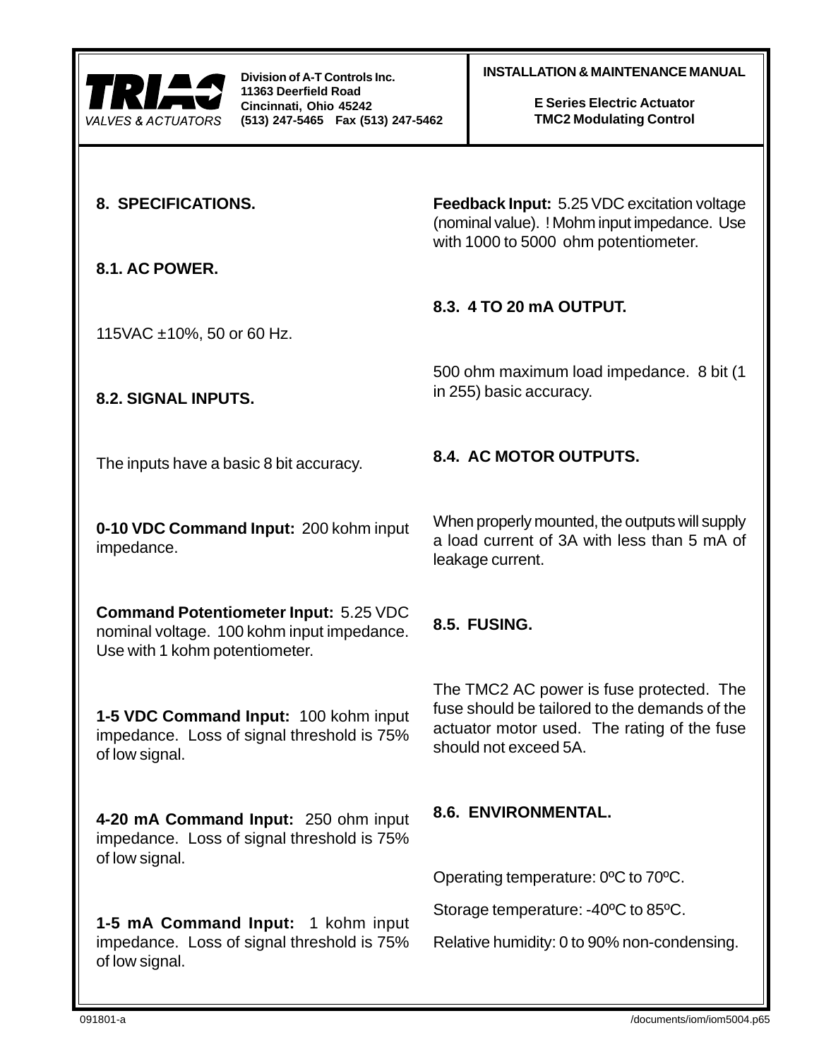## 8. SPECIFICATIONS.

### 8.1. AC POWER.

115VAC ±10%, 50 or 60 Hz.

### 8.2. SIGNAL INPUTS.

The inputs have a basic 8 bit accuracy.

**0-10 VDC Command Input:** 200 kohm input impedance.

**Command Potentiometer Input:** 5.25 VDC nominal voltage. 100 kohm input impedance. Use with 1 kohm potentiometer.

**1-5 VDC Command Input:** 100 kohm input impedance. Loss of signal threshold is 75% of low signal.

**4-20 mA Command Input:** 250 ohm input impedance. Loss of signal threshold is 75% of low signal.

**1-5 mA Command Input:** 1 kohm input impedance. Loss of signal threshold is 75% of low signal.

**Feedback Input:** 5.25 VDC excitation voltage (nominal value). ! Mohm input impedance. Use with 1000 to 5000 ohm potentiometer.

### 8.3. 4 TO 20 mA OUTPUT.

500 ohm maximum load impedance. 8 bit (1 in 255) basic accuracy.

### 8.4. AC MOTOR OUTPUTS.

When properly mounted, the outputs will supply a load current of 3A with less than 5 mA of leakage current.

### 8.5. FUSING.

The TMC2 AC power is fuse protected. The fuse should be tailored to the demands of the actuator motor used. The rating of the fuse should not exceed 5A.

### 8.6. ENVIRONMENTAL.

Operating temperature: 0ºC to 70ºC.

Storage temperature: -40ºC to 85ºC.

Relative humidity: 0 to 90% non-condensing.